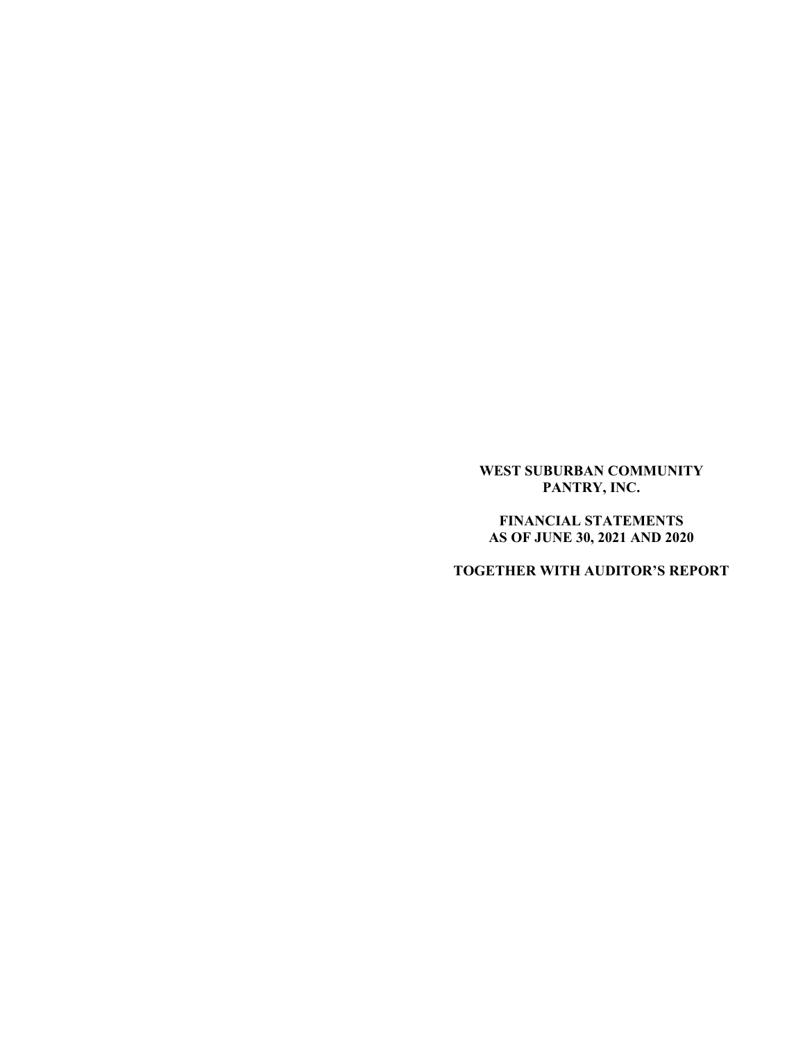**WEST SUBURBAN COMMUNITY PANTRY, INC.**

**FINANCIAL STATEMENTS AS OF JUNE 30, 2021 AND 2020**

**TOGETHER WITH AUDITOR'S REPORT**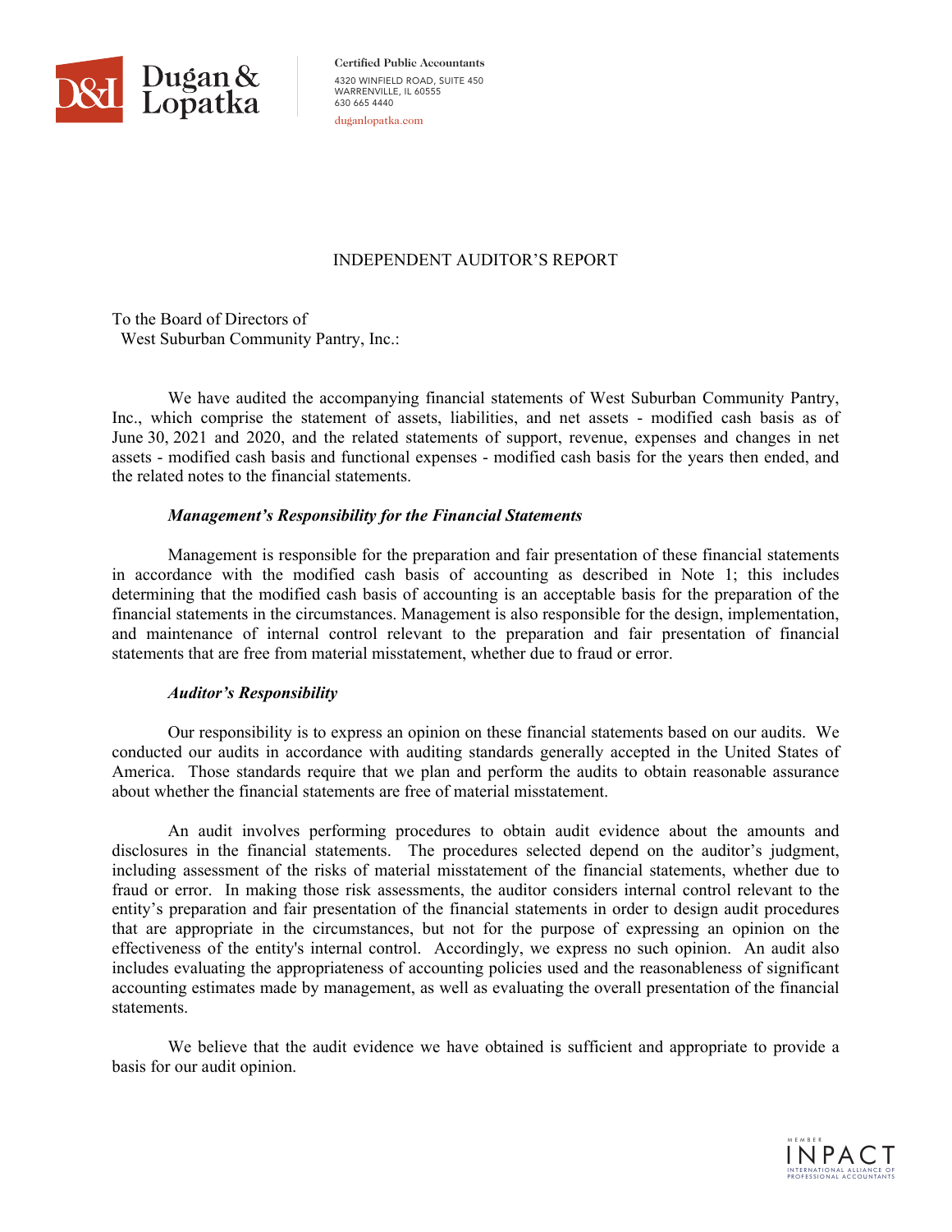Dugan & Lopatka

Certified Public Accountants
4320 WINFIELD ROAD, SUITE 450
WARRENVILLE, IL 60555
630 665 4440
duganlopatka.com

# INDEPENDENT AUDITOR'S REPORT

To the Board of Directors of
West Suburban Community Pantry, Inc.:

We have audited the accompanying financial statements of West Suburban Community Pantry, Inc., which comprise the statement of assets, liabilities, and net assets - modified cash basis as of June 30, 2021 and 2020, and the related statements of support, revenue, expenses and changes in net assets - modified cash basis and functional expenses - modified cash basis for the years then ended, and the related notes to the financial statements.

### *Management's Responsibility for the Financial Statements*

Management is responsible for the preparation and fair presentation of these financial statements in accordance with the modified cash basis of accounting as described in Note 1; this includes determining that the modified cash basis of accounting is an acceptable basis for the preparation of the financial statements in the circumstances. Management is also responsible for the design, implementation, and maintenance of internal control relevant to the preparation and fair presentation of financial statements that are free from material misstatement, whether due to fraud or error.

### *Auditor's Responsibility*

Our responsibility is to express an opinion on these financial statements based on our audits. We conducted our audits in accordance with auditing standards generally accepted in the United States of America. Those standards require that we plan and perform the audits to obtain reasonable assurance about whether the financial statements are free of material misstatement.

An audit involves performing procedures to obtain audit evidence about the amounts and disclosures in the financial statements. The procedures selected depend on the auditor's judgment, including assessment of the risks of material misstatement of the financial statements, whether due to fraud or error. In making those risk assessments, the auditor considers internal control relevant to the entity's preparation and fair presentation of the financial statements in order to design audit procedures that are appropriate in the circumstances, but not for the purpose of expressing an opinion on the effectiveness of the entity's internal control. Accordingly, we express no such opinion. An audit also includes evaluating the appropriateness of accounting policies used and the reasonableness of significant accounting estimates made by management, as well as evaluating the overall presentation of the financial statements.

We believe that the audit evidence we have obtained is sufficient and appropriate to provide a basis for our audit opinion.

MEMBER INPACT INTERNATIONAL ALLIANCE OF PROFESSIONAL ACCOUNTANTS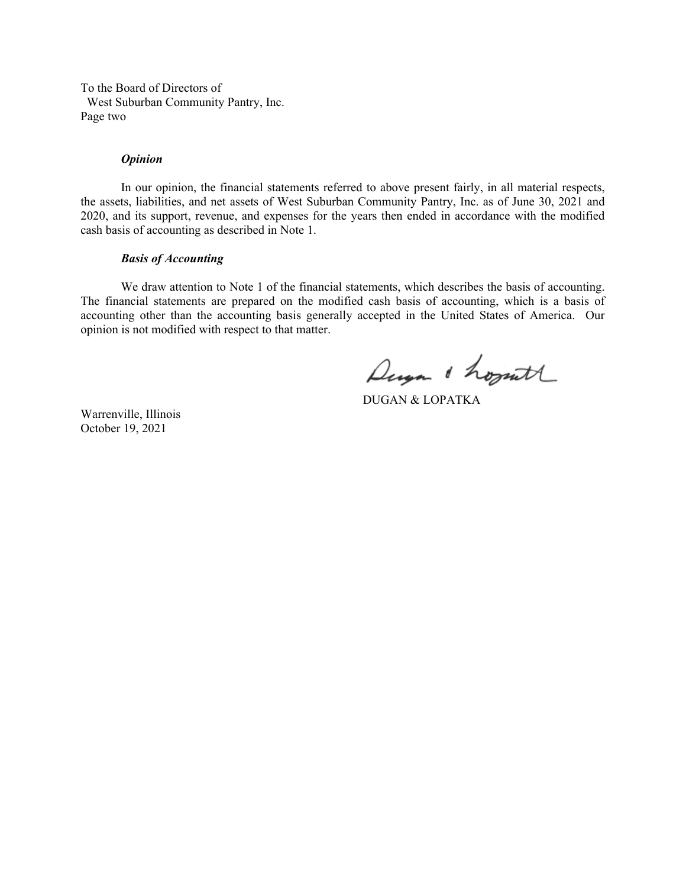To the Board of Directors of
West Suburban Community Pantry, Inc.
Page two

***Opinion***

In our opinion, the financial statements referred to above present fairly, in all material respects, the assets, liabilities, and net assets of West Suburban Community Pantry, Inc. as of June 30, 2021 and 2020, and its support, revenue, and expenses for the years then ended in accordance with the modified cash basis of accounting as described in Note 1.

***Basis of Accounting***

We draw attention to Note 1 of the financial statements, which describes the basis of accounting. The financial statements are prepared on the modified cash basis of accounting, which is a basis of accounting other than the accounting basis generally accepted in the United States of America. Our opinion is not modified with respect to that matter.

Dugan & Lopatka

DUGAN & LOPATKA

Warrenville, Illinois
October 19, 2021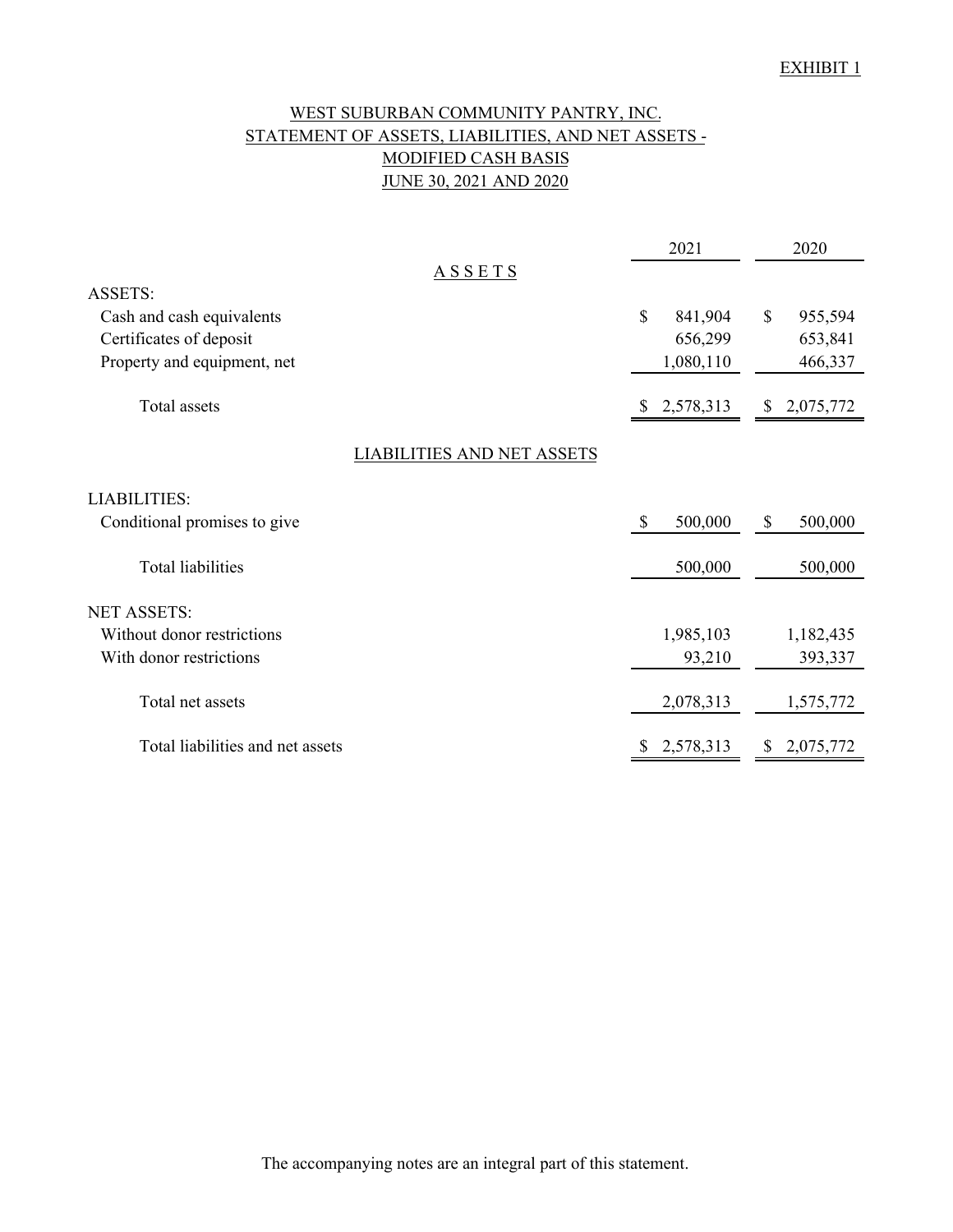EXHIBIT 1

# WEST SUBURBAN COMMUNITY PANTRY, INC.
## STATEMENT OF ASSETS, LIABILITIES, AND NET ASSETS - MODIFIED CASH BASIS
## JUNE 30, 2021 AND 2020

| | 2021 | 2020 |
|---|---|---|
| **A S S E T S** | | |
| ASSETS: | | |
| Cash and cash equivalents | $ 841,904 | $ 955,594 |
| Certificates of deposit | 656,299 | 653,841 |
| Property and equipment, net | 1,080,110 | 466,337 |
| Total assets | $ 2,578,313 | $ 2,075,772 |
| **LIABILITIES AND NET ASSETS** | | |
| LIABILITIES: | | |
| Conditional promises to give | $ 500,000 | $ 500,000 |
| Total liabilities | 500,000 | 500,000 |
| NET ASSETS: | | |
| Without donor restrictions | 1,985,103 | 1,182,435 |
| With donor restrictions | 93,210 | 393,337 |
| Total net assets | 2,078,313 | 1,575,772 |
| Total liabilities and net assets | $ 2,578,313 | $ 2,075,772 |

The accompanying notes are an integral part of this statement.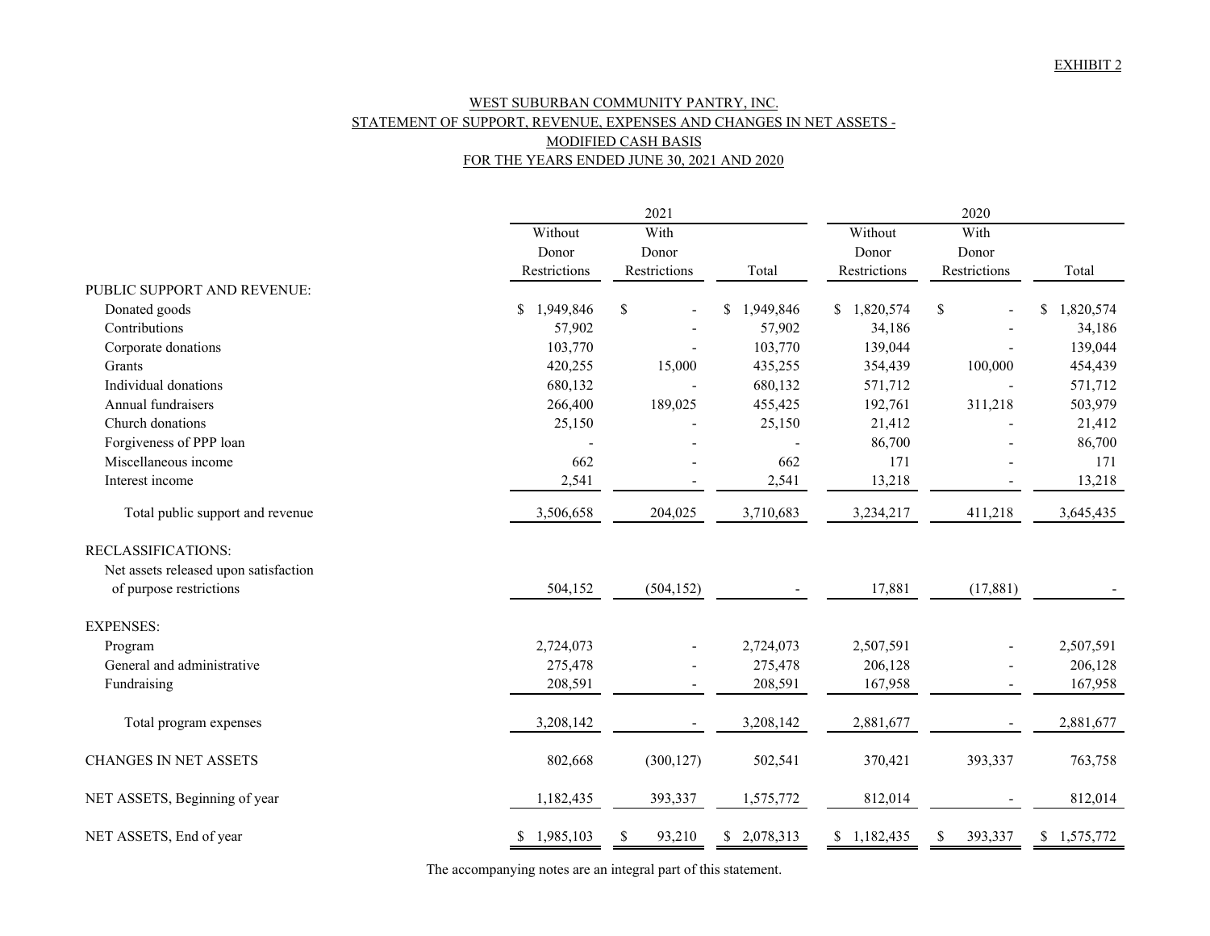EXHIBIT 2

# WEST SUBURBAN COMMUNITY PANTRY, INC.

## STATEMENT OF SUPPORT, REVENUE, EXPENSES AND CHANGES IN NET ASSETS - MODIFIED CASH BASIS

### FOR THE YEARS ENDED JUNE 30, 2021 AND 2020

| | 2021 | | | 2020 | | |
|---|---|---|---|---|---|---|
| | Without Donor Restrictions | With Donor Restrictions | Total | Without Donor Restrictions | With Donor Restrictions | Total |
| PUBLIC SUPPORT AND REVENUE: | | | | | | |
| Donated goods | $ 1,949,846 | $ - | $ 1,949,846 | $ 1,820,574 | $ - | $ 1,820,574 |
| Contributions | 57,902 | - | 57,902 | 34,186 | - | 34,186 |
| Corporate donations | 103,770 | - | 103,770 | 139,044 | - | 139,044 |
| Grants | 420,255 | 15,000 | 435,255 | 354,439 | 100,000 | 454,439 |
| Individual donations | 680,132 | - | 680,132 | 571,712 | - | 571,712 |
| Annual fundraisers | 266,400 | 189,025 | 455,425 | 192,761 | 311,218 | 503,979 |
| Church donations | 25,150 | - | 25,150 | 21,412 | - | 21,412 |
| Forgiveness of PPP loan | - | - | - | 86,700 | - | 86,700 |
| Miscellaneous income | 662 | - | 662 | 171 | - | 171 |
| Interest income | 2,541 | - | 2,541 | 13,218 | - | 13,218 |
| Total public support and revenue | 3,506,658 | 204,025 | 3,710,683 | 3,234,217 | 411,218 | 3,645,435 |
| RECLASSIFICATIONS: | | | | | | |
| Net assets released upon satisfaction of purpose restrictions | 504,152 | (504,152) | - | 17,881 | (17,881) | - |
| EXPENSES: | | | | | | |
| Program | 2,724,073 | - | 2,724,073 | 2,507,591 | - | 2,507,591 |
| General and administrative | 275,478 | - | 275,478 | 206,128 | - | 206,128 |
| Fundraising | 208,591 | - | 208,591 | 167,958 | - | 167,958 |
| Total program expenses | 3,208,142 | - | 3,208,142 | 2,881,677 | - | 2,881,677 |
| CHANGES IN NET ASSETS | 802,668 | (300,127) | 502,541 | 370,421 | 393,337 | 763,758 |
| NET ASSETS, Beginning of year | 1,182,435 | 393,337 | 1,575,772 | 812,014 | - | 812,014 |
| NET ASSETS, End of year | $ 1,985,103 | $ 93,210 | $ 2,078,313 | $ 1,182,435 | $ 393,337 | $ 1,575,772 |

The accompanying notes are an integral part of this statement.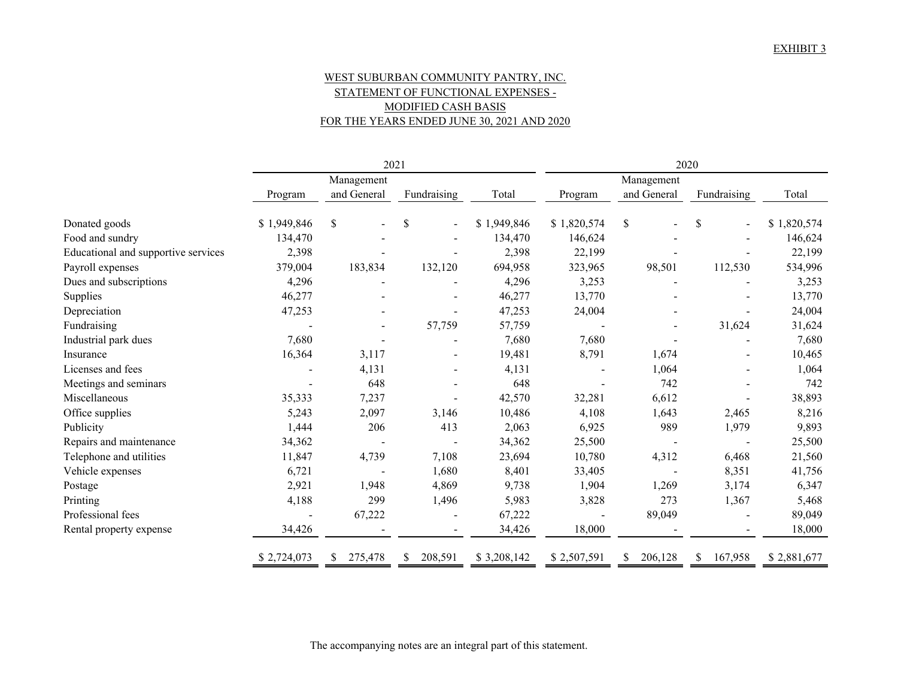EXHIBIT 3

WEST SUBURBAN COMMUNITY PANTRY, INC.
STATEMENT OF FUNCTIONAL EXPENSES -
MODIFIED CASH BASIS
FOR THE YEARS ENDED JUNE 30, 2021 AND 2020

| | 2021 | | | | 2020 | | | |
|---|---|---|---|---|---|---|---|---|
| | Program | Management and General | Fundraising | Total | Program | Management and General | Fundraising | Total |
| Donated goods | $ 1,949,846 | $ - | $ - | $ 1,949,846 | $ 1,820,574 | $ - | $ - | $ 1,820,574 |
| Food and sundry | 134,470 | - | - | 134,470 | 146,624 | - | - | 146,624 |
| Educational and supportive services | 2,398 | - | - | 2,398 | 22,199 | - | - | 22,199 |
| Payroll expenses | 379,004 | 183,834 | 132,120 | 694,958 | 323,965 | 98,501 | 112,530 | 534,996 |
| Dues and subscriptions | 4,296 | - | - | 4,296 | 3,253 | - | - | 3,253 |
| Supplies | 46,277 | - | - | 46,277 | 13,770 | - | - | 13,770 |
| Depreciation | 47,253 | - | - | 47,253 | 24,004 | - | - | 24,004 |
| Fundraising | - | - | 57,759 | 57,759 | - | - | 31,624 | 31,624 |
| Industrial park dues | 7,680 | - | - | 7,680 | 7,680 | - | - | 7,680 |
| Insurance | 16,364 | 3,117 | - | 19,481 | 8,791 | 1,674 | - | 10,465 |
| Licenses and fees | - | 4,131 | - | 4,131 | - | 1,064 | - | 1,064 |
| Meetings and seminars | - | 648 | - | 648 | - | 742 | - | 742 |
| Miscellaneous | 35,333 | 7,237 | - | 42,570 | 32,281 | 6,612 | - | 38,893 |
| Office supplies | 5,243 | 2,097 | 3,146 | 10,486 | 4,108 | 1,643 | 2,465 | 8,216 |
| Publicity | 1,444 | 206 | 413 | 2,063 | 6,925 | 989 | 1,979 | 9,893 |
| Repairs and maintenance | 34,362 | - | - | 34,362 | 25,500 | - | - | 25,500 |
| Telephone and utilities | 11,847 | 4,739 | 7,108 | 23,694 | 10,780 | 4,312 | 6,468 | 21,560 |
| Vehicle expenses | 6,721 | - | 1,680 | 8,401 | 33,405 | - | 8,351 | 41,756 |
| Postage | 2,921 | 1,948 | 4,869 | 9,738 | 1,904 | 1,269 | 3,174 | 6,347 |
| Printing | 4,188 | 299 | 1,496 | 5,983 | 3,828 | 273 | 1,367 | 5,468 |
| Professional fees | - | 67,222 | - | 67,222 | - | 89,049 | - | 89,049 |
| Rental property expense | 34,426 | - | - | 34,426 | 18,000 | - | - | 18,000 |
| | $ 2,724,073 | $ 275,478 | $ 208,591 | $ 3,208,142 | $ 2,507,591 | $ 206,128 | $ 167,958 | $ 2,881,677 |

The accompanying notes are an integral part of this statement.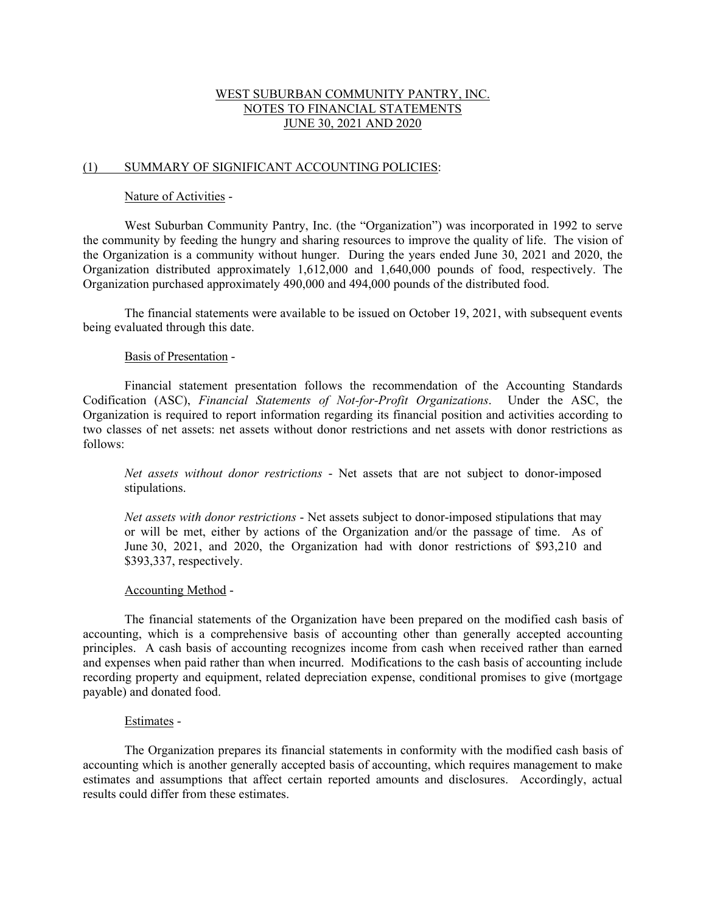# WEST SUBURBAN COMMUNITY PANTRY, INC.
# NOTES TO FINANCIAL STATEMENTS
# JUNE 30, 2021 AND 2020

## (1) SUMMARY OF SIGNIFICANT ACCOUNTING POLICIES:

### Nature of Activities -

West Suburban Community Pantry, Inc. (the "Organization") was incorporated in 1992 to serve the community by feeding the hungry and sharing resources to improve the quality of life. The vision of the Organization is a community without hunger. During the years ended June 30, 2021 and 2020, the Organization distributed approximately 1,612,000 and 1,640,000 pounds of food, respectively. The Organization purchased approximately 490,000 and 494,000 pounds of the distributed food.

The financial statements were available to be issued on October 19, 2021, with subsequent events being evaluated through this date.

### Basis of Presentation -

Financial statement presentation follows the recommendation of the Accounting Standards Codification (ASC), *Financial Statements of Not-for-Profit Organizations*. Under the ASC, the Organization is required to report information regarding its financial position and activities according to two classes of net assets: net assets without donor restrictions and net assets with donor restrictions as follows:

*Net assets without donor restrictions* - Net assets that are not subject to donor-imposed stipulations.

*Net assets with donor restrictions* - Net assets subject to donor-imposed stipulations that may or will be met, either by actions of the Organization and/or the passage of time. As of June 30, 2021, and 2020, the Organization had with donor restrictions of $93,210 and $393,337, respectively.

### Accounting Method -

The financial statements of the Organization have been prepared on the modified cash basis of accounting, which is a comprehensive basis of accounting other than generally accepted accounting principles. A cash basis of accounting recognizes income from cash when received rather than earned and expenses when paid rather than when incurred. Modifications to the cash basis of accounting include recording property and equipment, related depreciation expense, conditional promises to give (mortgage payable) and donated food.

### Estimates -

The Organization prepares its financial statements in conformity with the modified cash basis of accounting which is another generally accepted basis of accounting, which requires management to make estimates and assumptions that affect certain reported amounts and disclosures. Accordingly, actual results could differ from these estimates.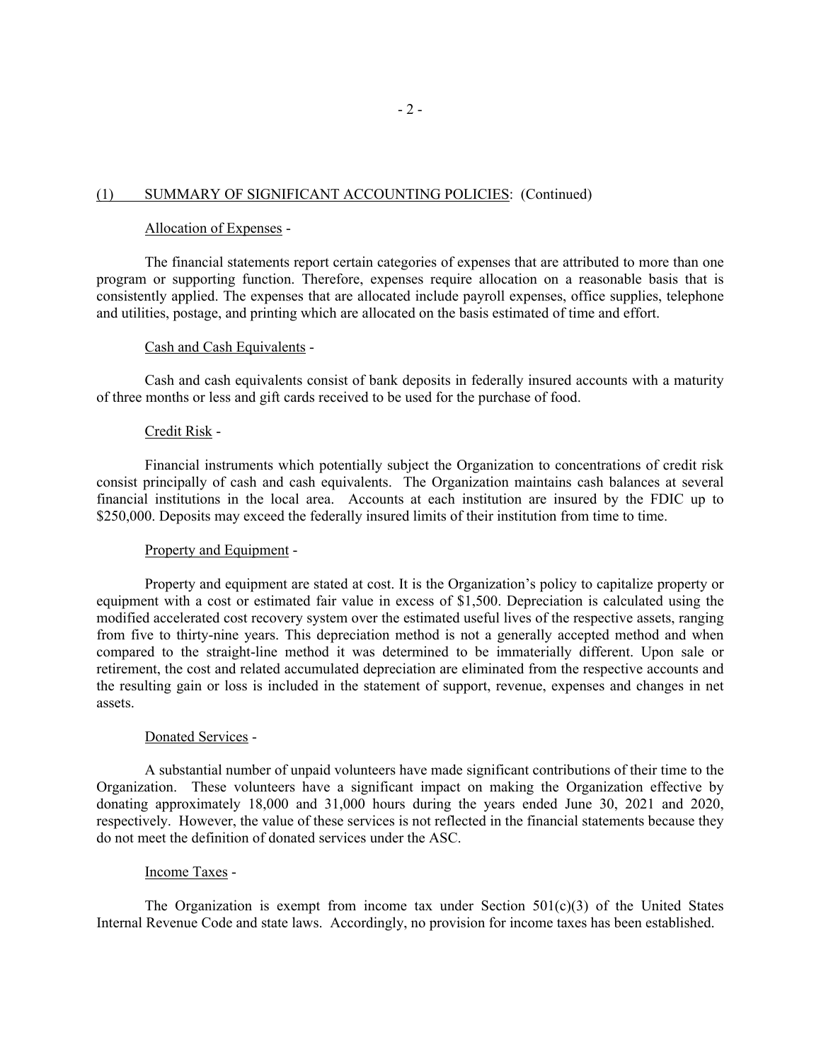## (1) SUMMARY OF SIGNIFICANT ACCOUNTING POLICIES: (Continued)

### Allocation of Expenses -

The financial statements report certain categories of expenses that are attributed to more than one program or supporting function. Therefore, expenses require allocation on a reasonable basis that is consistently applied. The expenses that are allocated include payroll expenses, office supplies, telephone and utilities, postage, and printing which are allocated on the basis estimated of time and effort.

### Cash and Cash Equivalents -

Cash and cash equivalents consist of bank deposits in federally insured accounts with a maturity of three months or less and gift cards received to be used for the purchase of food.

### Credit Risk -

Financial instruments which potentially subject the Organization to concentrations of credit risk consist principally of cash and cash equivalents. The Organization maintains cash balances at several financial institutions in the local area. Accounts at each institution are insured by the FDIC up to $250,000. Deposits may exceed the federally insured limits of their institution from time to time.

### Property and Equipment -

Property and equipment are stated at cost. It is the Organization's policy to capitalize property or equipment with a cost or estimated fair value in excess of $1,500. Depreciation is calculated using the modified accelerated cost recovery system over the estimated useful lives of the respective assets, ranging from five to thirty-nine years. This depreciation method is not a generally accepted method and when compared to the straight-line method it was determined to be immaterially different. Upon sale or retirement, the cost and related accumulated depreciation are eliminated from the respective accounts and the resulting gain or loss is included in the statement of support, revenue, expenses and changes in net assets.

### Donated Services -

A substantial number of unpaid volunteers have made significant contributions of their time to the Organization. These volunteers have a significant impact on making the Organization effective by donating approximately 18,000 and 31,000 hours during the years ended June 30, 2021 and 2020, respectively. However, the value of these services is not reflected in the financial statements because they do not meet the definition of donated services under the ASC.

### Income Taxes -

The Organization is exempt from income tax under Section 501(c)(3) of the United States Internal Revenue Code and state laws. Accordingly, no provision for income taxes has been established.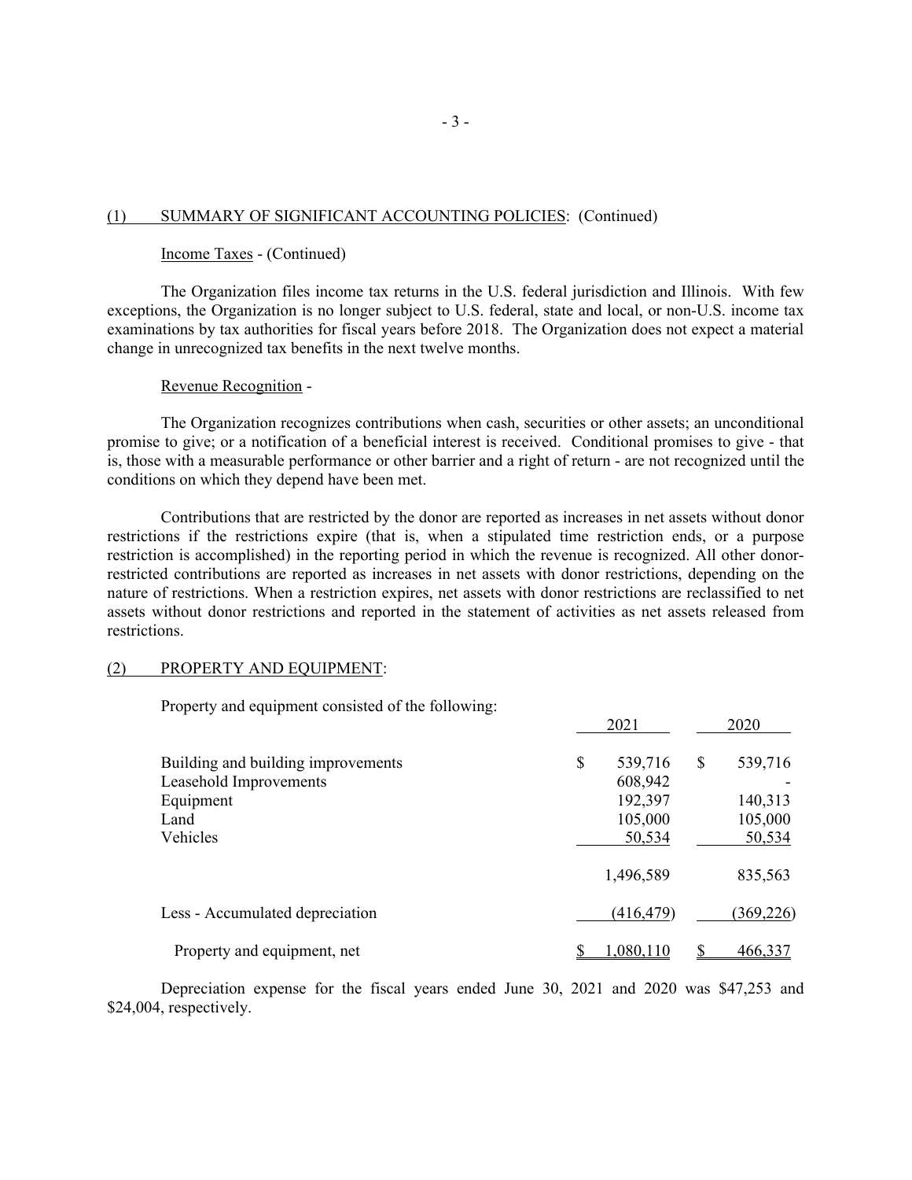## (1) SUMMARY OF SIGNIFICANT ACCOUNTING POLICIES: (Continued)

### Income Taxes - (Continued)

The Organization files income tax returns in the U.S. federal jurisdiction and Illinois. With few exceptions, the Organization is no longer subject to U.S. federal, state and local, or non-U.S. income tax examinations by tax authorities for fiscal years before 2018. The Organization does not expect a material change in unrecognized tax benefits in the next twelve months.

### Revenue Recognition -

The Organization recognizes contributions when cash, securities or other assets; an unconditional promise to give; or a notification of a beneficial interest is received. Conditional promises to give - that is, those with a measurable performance or other barrier and a right of return - are not recognized until the conditions on which they depend have been met.

Contributions that are restricted by the donor are reported as increases in net assets without donor restrictions if the restrictions expire (that is, when a stipulated time restriction ends, or a purpose restriction is accomplished) in the reporting period in which the revenue is recognized. All other donor-restricted contributions are reported as increases in net assets with donor restrictions, depending on the nature of restrictions. When a restriction expires, net assets with donor restrictions are reclassified to net assets without donor restrictions and reported in the statement of activities as net assets released from restrictions.

## (2) PROPERTY AND EQUIPMENT:

Property and equipment consisted of the following:

| | 2021 | 2020 |
|---|---|---|
| Building and building improvements | $ 539,716 | $ 539,716 |
| Leasehold Improvements | 608,942 | - |
| Equipment | 192,397 | 140,313 |
| Land | 105,000 | 105,000 |
| Vehicles | 50,534 | 50,534 |
| | 1,496,589 | 835,563 |
| Less - Accumulated depreciation | (416,479) | (369,226) |
| Property and equipment, net | $ 1,080,110 | $ 466,337 |

Depreciation expense for the fiscal years ended June 30, 2021 and 2020 was $47,253 and $24,004, respectively.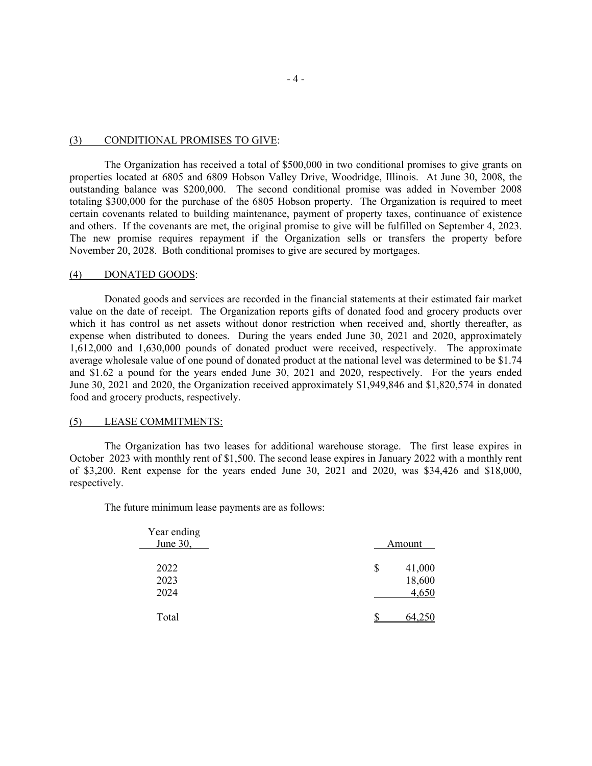## (3) CONDITIONAL PROMISES TO GIVE:

The Organization has received a total of $500,000 in two conditional promises to give grants on properties located at 6805 and 6809 Hobson Valley Drive, Woodridge, Illinois. At June 30, 2008, the outstanding balance was $200,000. The second conditional promise was added in November 2008 totaling $300,000 for the purchase of the 6805 Hobson property. The Organization is required to meet certain covenants related to building maintenance, payment of property taxes, continuance of existence and others. If the covenants are met, the original promise to give will be fulfilled on September 4, 2023. The new promise requires repayment if the Organization sells or transfers the property before November 20, 2028. Both conditional promises to give are secured by mortgages.

## (4) DONATED GOODS:

Donated goods and services are recorded in the financial statements at their estimated fair market value on the date of receipt. The Organization reports gifts of donated food and grocery products over which it has control as net assets without donor restriction when received and, shortly thereafter, as expense when distributed to donees. During the years ended June 30, 2021 and 2020, approximately 1,612,000 and 1,630,000 pounds of donated product were received, respectively. The approximate average wholesale value of one pound of donated product at the national level was determined to be $1.74 and $1.62 a pound for the years ended June 30, 2021 and 2020, respectively. For the years ended June 30, 2021 and 2020, the Organization received approximately $1,949,846 and $1,820,574 in donated food and grocery products, respectively.

## (5) LEASE COMMITMENTS:

The Organization has two leases for additional warehouse storage. The first lease expires in October 2023 with monthly rent of $1,500. The second lease expires in January 2022 with a monthly rent of $3,200. Rent expense for the years ended June 30, 2021 and 2020, was $34,426 and $18,000, respectively.

The future minimum lease payments are as follows:

| Year ending June 30, | Amount |
|---|---|
| 2022 | $ 41,000 |
| 2023 | 18,600 |
| 2024 | 4,650 |
| Total | $ 64,250 |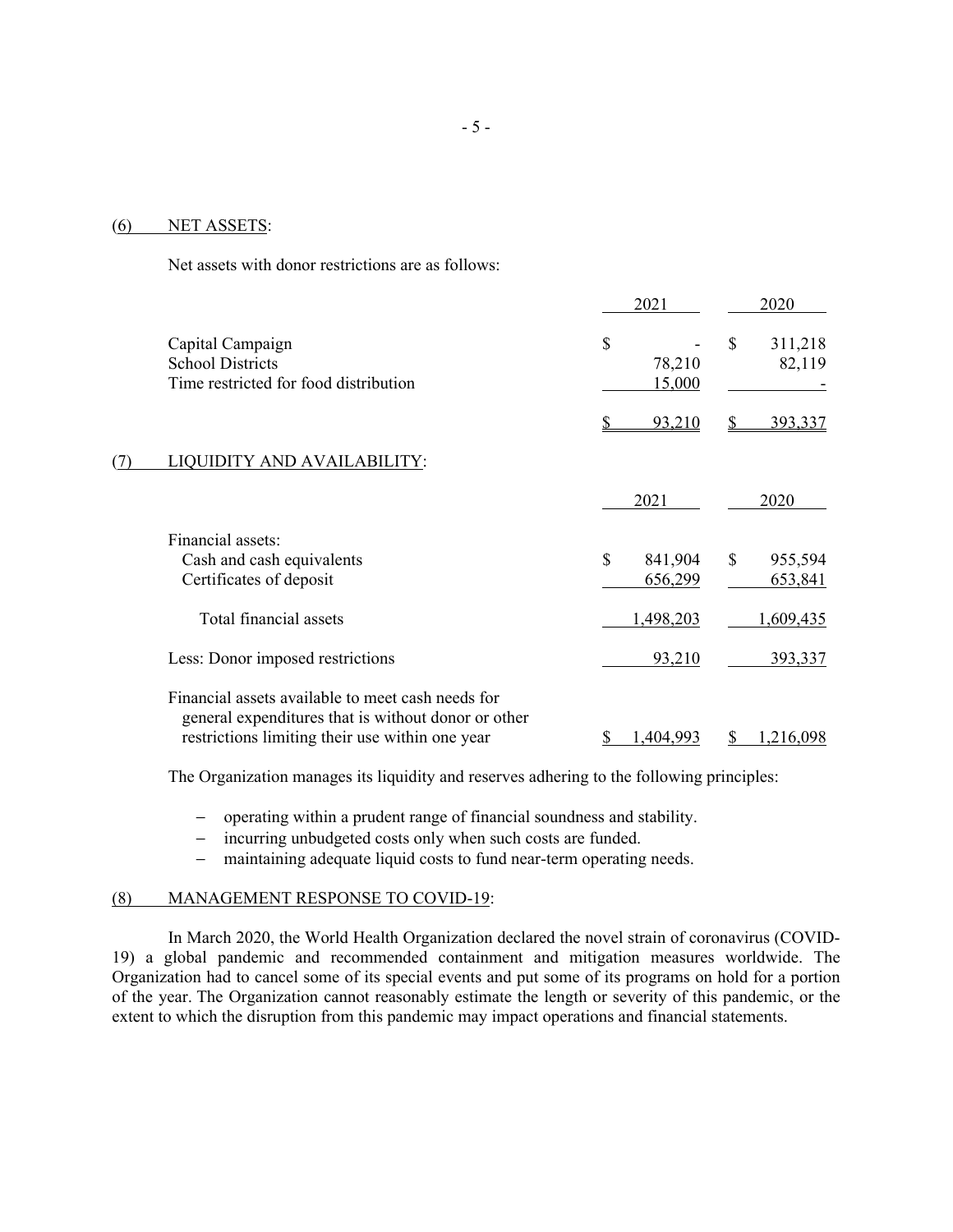## (6) NET ASSETS:

Net assets with donor restrictions are as follows:

| | 2021 | 2020 |
|---|---|---|
| Capital Campaign | $ - | $ 311,218 |
| School Districts | 78,210 | 82,119 |
| Time restricted for food distribution | 15,000 | - |
| | $ 93,210 | $ 393,337 |

## (7) LIQUIDITY AND AVAILABILITY:

| | 2021 | 2020 |
|---|---|---|
| Financial assets: | | |
| Cash and cash equivalents | $ 841,904 | $ 955,594 |
| Certificates of deposit | 656,299 | 653,841 |
| Total financial assets | 1,498,203 | 1,609,435 |
| Less: Donor imposed restrictions | 93,210 | 393,337 |
| Financial assets available to meet cash needs for general expenditures that is without donor or other restrictions limiting their use within one year | $ 1,404,993 | $ 1,216,098 |

The Organization manages its liquidity and reserves adhering to the following principles:

- operating within a prudent range of financial soundness and stability.
- incurring unbudgeted costs only when such costs are funded.
- maintaining adequate liquid costs to fund near-term operating needs.

## (8) MANAGEMENT RESPONSE TO COVID-19:

In March 2020, the World Health Organization declared the novel strain of coronavirus (COVID-19) a global pandemic and recommended containment and mitigation measures worldwide. The Organization had to cancel some of its special events and put some of its programs on hold for a portion of the year. The Organization cannot reasonably estimate the length or severity of this pandemic, or the extent to which the disruption from this pandemic may impact operations and financial statements.